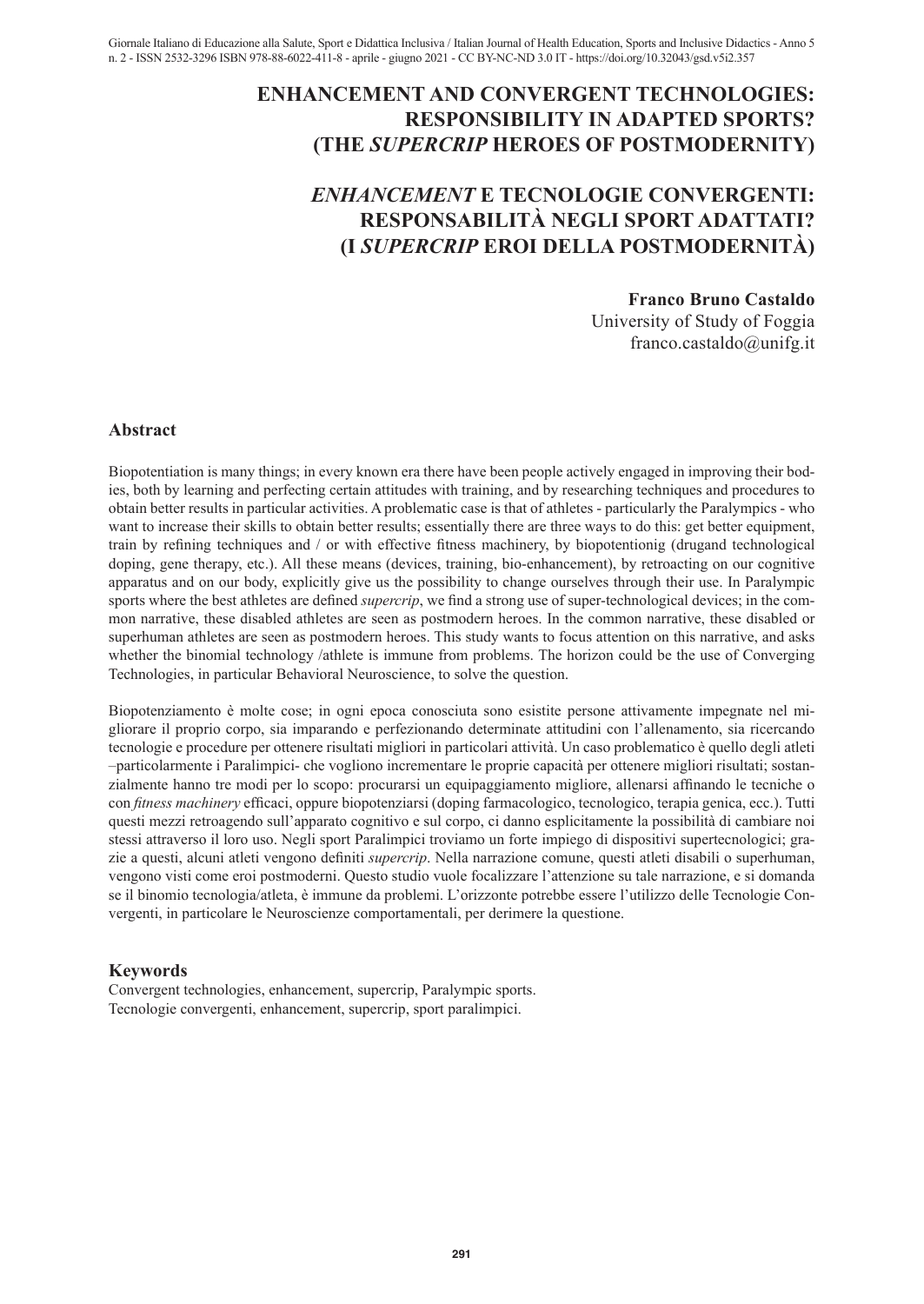# ENHANCEMENT AND CONVERGENT TECHNOLOGIES: RESPONSIBILITY IN ADAPTED SPORTS? (THE *SUPERCRIP* HEROES OF POSTMODERNITY)

# *ENHANCEMENT* E TECNOLOGIE CONVERGENTI: RESPONSABILITÀ NEGLI SPORT ADATTATI? (I *SUPERCRIP* EROI DELLA POSTMODERNITÀ)

**Franco Bruno Castaldo**
University of Study of Foggia
franco.castaldo@unifg.it

## Abstract

Biopotentiation is many things; in every known era there have been people actively engaged in improving their bodies, both by learning and perfecting certain attitudes with training, and by researching techniques and procedures to obtain better results in particular activities. A problematic case is that of athletes - particularly the Paralympics - who want to increase their skills to obtain better results; essentially there are three ways to do this: get better equipment, train by refining techniques and / or with effective fitness machinery, by biopotentionig (drugand technological doping, gene therapy, etc.). All these means (devices, training, bio-enhancement), by retroacting on our cognitive apparatus and on our body, explicitly give us the possibility to change ourselves through their use. In Paralympic sports where the best athletes are defined *supercrip*, we find a strong use of super-technological devices; in the common narrative, these disabled athletes are seen as postmodern heroes. In the common narrative, these disabled or superhuman athletes are seen as postmodern heroes. This study wants to focus attention on this narrative, and asks whether the binomial technology /athlete is immune from problems. The horizon could be the use of Converging Technologies, in particular Behavioral Neuroscience, to solve the question.

Biopotenziamento è molte cose; in ogni epoca conosciuta sono esistite persone attivamente impegnate nel migliorare il proprio corpo, sia imparando e perfezionando determinate attitudini con l'allenamento, sia ricercando tecnologie e procedure per ottenere risultati migliori in particolari attività. Un caso problematico è quello degli atleti –particolarmente i Paralimpici- che vogliono incrementare le proprie capacità per ottenere migliori risultati; sostanzialmente hanno tre modi per lo scopo: procurarsi un equipaggiamento migliore, allenarsi affinando le tecniche o con *fitness machinery* efficaci, oppure biopotenziarsi (doping farmacologico, tecnologico, terapia genica, ecc.). Tutti questi mezzi retroagendo sull'apparato cognitivo e sul corpo, ci danno esplicitamente la possibilità di cambiare noi stessi attraverso il loro uso. Negli sport Paralimpici troviamo un forte impiego di dispositivi supertecnologici; grazie a questi, alcuni atleti vengono definiti *supercrip*. Nella narrazione comune, questi atleti disabili o superhuman, vengono visti come eroi postmoderni. Questo studio vuole focalizzare l'attenzione su tale narrazione, e si domanda se il binomio tecnologia/atleta, è immune da problemi. L'orizzonte potrebbe essere l'utilizzo delle Tecnologie Convergenti, in particolare le Neuroscienze comportamentali, per derimere la questione.

## Keywords

Convergent technologies, enhancement, supercrip, Paralympic sports.
Tecnologie convergenti, enhancement, supercrip, sport paralimpici.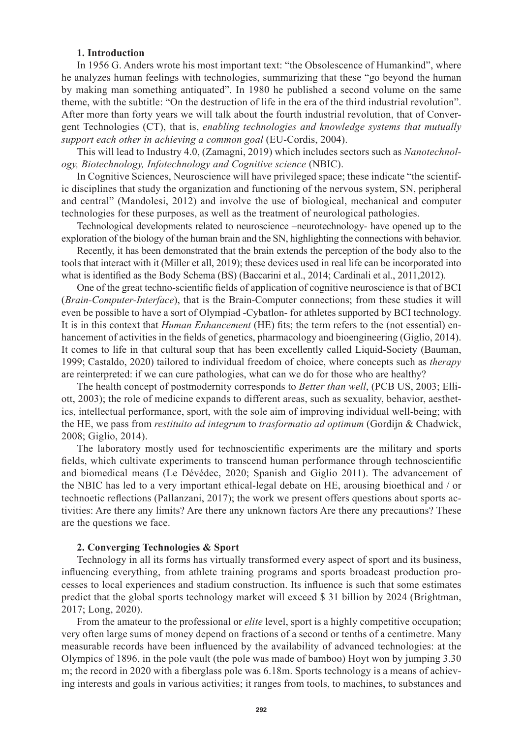## 1. Introduction

In 1956 G. Anders wrote his most important text: "the Obsolescence of Humankind", where he analyzes human feelings with technologies, summarizing that these "go beyond the human by making man something antiquated". In 1980 he published a second volume on the same theme, with the subtitle: "On the destruction of life in the era of the third industrial revolution". After more than forty years we will talk about the fourth industrial revolution, that of Convergent Technologies (CT), that is, *enabling technologies and knowledge systems that mutually support each other in achieving a common goal* (EU-Cordis, 2004).

This will lead to Industry 4.0, (Zamagni, 2019) which includes sectors such as *Nanotechnology, Biotechnology, Infotechnology and Cognitive science* (NBIC).

In Cognitive Sciences, Neuroscience will have privileged space; these indicate "the scientific disciplines that study the organization and functioning of the nervous system, SN, peripheral and central" (Mandolesi, 2012) and involve the use of biological, mechanical and computer technologies for these purposes, as well as the treatment of neurological pathologies.

Technological developments related to neuroscience –neurotechnology- have opened up to the exploration of the biology of the human brain and the SN, highlighting the connections with behavior.

Recently, it has been demonstrated that the brain extends the perception of the body also to the tools that interact with it (Miller et all, 2019); these devices used in real life can be incorporated into what is identified as the Body Schema (BS) (Baccarini et al., 2014; Cardinali et al., 2011,2012).

One of the great techno-scientific fields of application of cognitive neuroscience is that of BCI (*Brain-Computer-Interface*), that is the Brain-Computer connections; from these studies it will even be possible to have a sort of Olympiad -Cybatlon- for athletes supported by BCI technology. It is in this context that *Human Enhancement* (HE) fits; the term refers to the (not essential) enhancement of activities in the fields of genetics, pharmacology and bioengineering (Giglio, 2014). It comes to life in that cultural soup that has been excellently called Liquid-Society (Bauman, 1999; Castaldo, 2020) tailored to individual freedom of choice, where concepts such as *therapy* are reinterpreted: if we can cure pathologies, what can we do for those who are healthy?

The health concept of postmodernity corresponds to *Better than well*, (PCB US, 2003; Elliott, 2003); the role of medicine expands to different areas, such as sexuality, behavior, aesthetics, intellectual performance, sport, with the sole aim of improving individual well-being; with the HE, we pass from *restituito ad integrum* to *trasformatio ad optimum* (Gordijn & Chadwick, 2008; Giglio, 2014).

The laboratory mostly used for technoscientific experiments are the military and sports fields, which cultivate experiments to transcend human performance through technoscientific and biomedical means (Le Dévédec, 2020; Spanish and Giglio 2011). The advancement of the NBIC has led to a very important ethical-legal debate on HE, arousing bioethical and / or technoetic reflections (Pallanzani, 2017); the work we present offers questions about sports activities: Are there any limits? Are there any unknown factors Are there any precautions? These are the questions we face.

## 2. Converging Technologies & Sport

Technology in all its forms has virtually transformed every aspect of sport and its business, influencing everything, from athlete training programs and sports broadcast production processes to local experiences and stadium construction. Its influence is such that some estimates predict that the global sports technology market will exceed $ 31 billion by 2024 (Brightman, 2017; Long, 2020).

From the amateur to the professional or *elite* level, sport is a highly competitive occupation; very often large sums of money depend on fractions of a second or tenths of a centimetre. Many measurable records have been influenced by the availability of advanced technologies: at the Olympics of 1896, in the pole vault (the pole was made of bamboo) Hoyt won by jumping 3.30 m; the record in 2020 with a fiberglass pole was 6.18m. Sports technology is a means of achieving interests and goals in various activities; it ranges from tools, to machines, to substances and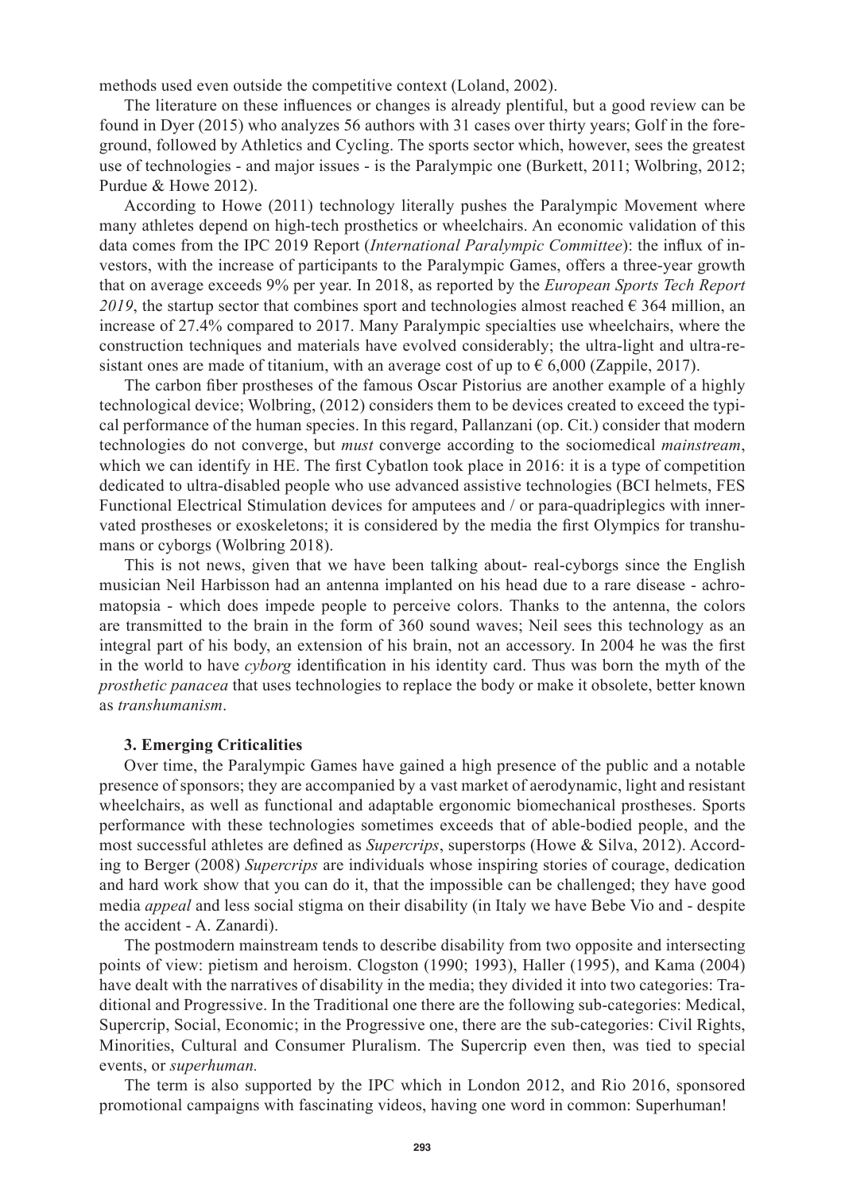methods used even outside the competitive context (Loland, 2002).

The literature on these influences or changes is already plentiful, but a good review can be found in Dyer (2015) who analyzes 56 authors with 31 cases over thirty years; Golf in the foreground, followed by Athletics and Cycling. The sports sector which, however, sees the greatest use of technologies - and major issues - is the Paralympic one (Burkett, 2011; Wolbring, 2012; Purdue & Howe 2012).

According to Howe (2011) technology literally pushes the Paralympic Movement where many athletes depend on high-tech prosthetics or wheelchairs. An economic validation of this data comes from the IPC 2019 Report (*International Paralympic Committee*): the influx of investors, with the increase of participants to the Paralympic Games, offers a three-year growth that on average exceeds 9% per year. In 2018, as reported by the *European Sports Tech Report 2019*, the startup sector that combines sport and technologies almost reached € 364 million, an increase of 27.4% compared to 2017. Many Paralympic specialties use wheelchairs, where the construction techniques and materials have evolved considerably; the ultra-light and ultra-resistant ones are made of titanium, with an average cost of up to € 6,000 (Zappile, 2017).

The carbon fiber prostheses of the famous Oscar Pistorius are another example of a highly technological device; Wolbring, (2012) considers them to be devices created to exceed the typical performance of the human species. In this regard, Pallanzani (op. Cit.) consider that modern technologies do not converge, but *must* converge according to the sociomedical *mainstream*, which we can identify in HE. The first Cybatlon took place in 2016: it is a type of competition dedicated to ultra-disabled people who use advanced assistive technologies (BCI helmets, FES Functional Electrical Stimulation devices for amputees and / or para-quadriplegics with innervated prostheses or exoskeletons; it is considered by the media the first Olympics for transhumans or cyborgs (Wolbring 2018).

This is not news, given that we have been talking about- real-cyborgs since the English musician Neil Harbisson had an antenna implanted on his head due to a rare disease - achromatopsia - which does impede people to perceive colors. Thanks to the antenna, the colors are transmitted to the brain in the form of 360 sound waves; Neil sees this technology as an integral part of his body, an extension of his brain, not an accessory. In 2004 he was the first in the world to have *cyborg* identification in his identity card. Thus was born the myth of the *prosthetic panacea* that uses technologies to replace the body or make it obsolete, better known as *transhumanism*.

### 3. Emerging Criticalities

Over time, the Paralympic Games have gained a high presence of the public and a notable presence of sponsors; they are accompanied by a vast market of aerodynamic, light and resistant wheelchairs, as well as functional and adaptable ergonomic biomechanical prostheses. Sports performance with these technologies sometimes exceeds that of able-bodied people, and the most successful athletes are defined as *Supercrips*, superstorps (Howe & Silva, 2012). According to Berger (2008) *Supercrips* are individuals whose inspiring stories of courage, dedication and hard work show that you can do it, that the impossible can be challenged; they have good media *appeal* and less social stigma on their disability (in Italy we have Bebe Vio and - despite the accident - A. Zanardi).

The postmodern mainstream tends to describe disability from two opposite and intersecting points of view: pietism and heroism. Clogston (1990; 1993), Haller (1995), and Kama (2004) have dealt with the narratives of disability in the media; they divided it into two categories: Traditional and Progressive. In the Traditional one there are the following sub-categories: Medical, Supercrip, Social, Economic; in the Progressive one, there are the sub-categories: Civil Rights, Minorities, Cultural and Consumer Pluralism. The Supercrip even then, was tied to special events, or *superhuman.*

The term is also supported by the IPC which in London 2012, and Rio 2016, sponsored promotional campaigns with fascinating videos, having one word in common: Superhuman!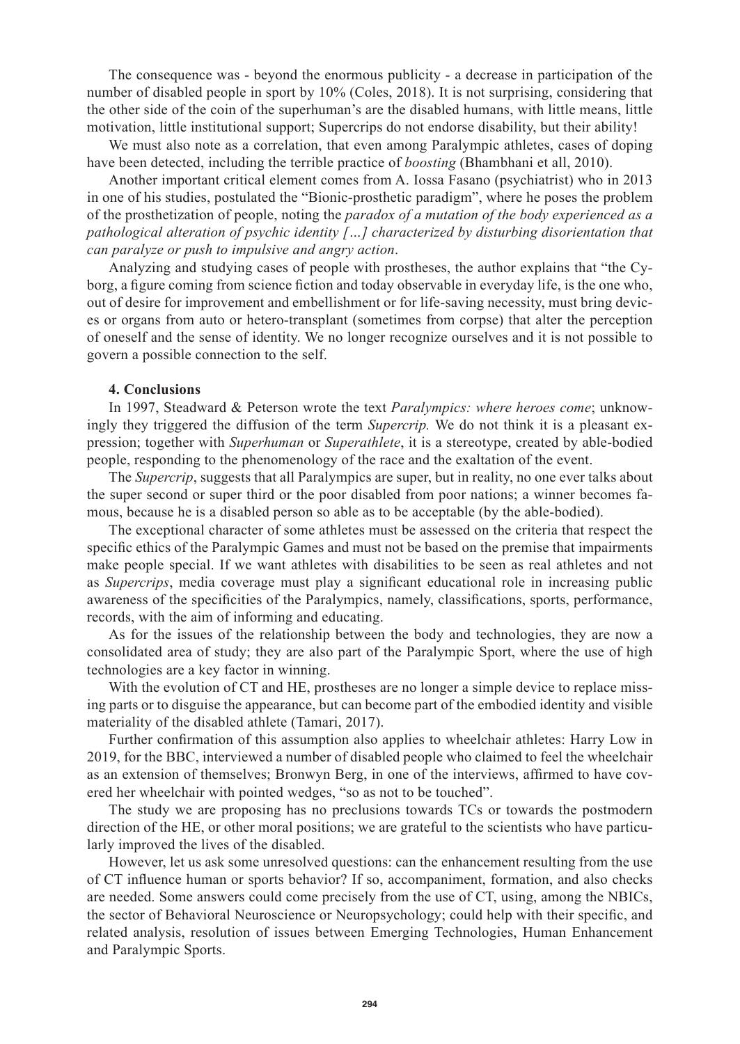The consequence was - beyond the enormous publicity - a decrease in participation of the number of disabled people in sport by 10% (Coles, 2018). It is not surprising, considering that the other side of the coin of the superhuman's are the disabled humans, with little means, little motivation, little institutional support; Supercrips do not endorse disability, but their ability!

We must also note as a correlation, that even among Paralympic athletes, cases of doping have been detected, including the terrible practice of *boosting* (Bhambhani et all, 2010).

Another important critical element comes from A. Iossa Fasano (psychiatrist) who in 2013 in one of his studies, postulated the "Bionic-prosthetic paradigm", where he poses the problem of the prosthetization of people, noting the *paradox of a mutation of the body experienced as a pathological alteration of psychic identity […] characterized by disturbing disorientation that can paralyze or push to impulsive and angry action*.

Analyzing and studying cases of people with prostheses, the author explains that "the Cyborg, a figure coming from science fiction and today observable in everyday life, is the one who, out of desire for improvement and embellishment or for life-saving necessity, must bring devices or organs from auto or hetero-transplant (sometimes from corpse) that alter the perception of oneself and the sense of identity. We no longer recognize ourselves and it is not possible to govern a possible connection to the self.

## 4. Conclusions

In 1997, Steadward & Peterson wrote the text *Paralympics: where heroes come*; unknowingly they triggered the diffusion of the term *Supercrip.* We do not think it is a pleasant expression; together with *Superhuman* or *Superathlete*, it is a stereotype, created by able-bodied people, responding to the phenomenology of the race and the exaltation of the event.

The *Supercrip*, suggests that all Paralympics are super, but in reality, no one ever talks about the super second or super third or the poor disabled from poor nations; a winner becomes famous, because he is a disabled person so able as to be acceptable (by the able-bodied).

The exceptional character of some athletes must be assessed on the criteria that respect the specific ethics of the Paralympic Games and must not be based on the premise that impairments make people special. If we want athletes with disabilities to be seen as real athletes and not as *Supercrips*, media coverage must play a significant educational role in increasing public awareness of the specificities of the Paralympics, namely, classifications, sports, performance, records, with the aim of informing and educating.

As for the issues of the relationship between the body and technologies, they are now a consolidated area of study; they are also part of the Paralympic Sport, where the use of high technologies are a key factor in winning.

With the evolution of CT and HE, prostheses are no longer a simple device to replace missing parts or to disguise the appearance, but can become part of the embodied identity and visible materiality of the disabled athlete (Tamari, 2017).

Further confirmation of this assumption also applies to wheelchair athletes: Harry Low in 2019, for the BBC, interviewed a number of disabled people who claimed to feel the wheelchair as an extension of themselves; Bronwyn Berg, in one of the interviews, affirmed to have covered her wheelchair with pointed wedges, "so as not to be touched".

The study we are proposing has no preclusions towards TCs or towards the postmodern direction of the HE, or other moral positions; we are grateful to the scientists who have particularly improved the lives of the disabled.

However, let us ask some unresolved questions: can the enhancement resulting from the use of CT influence human or sports behavior? If so, accompaniment, formation, and also checks are needed. Some answers could come precisely from the use of CT, using, among the NBICs, the sector of Behavioral Neuroscience or Neuropsychology; could help with their specific, and related analysis, resolution of issues between Emerging Technologies, Human Enhancement and Paralympic Sports.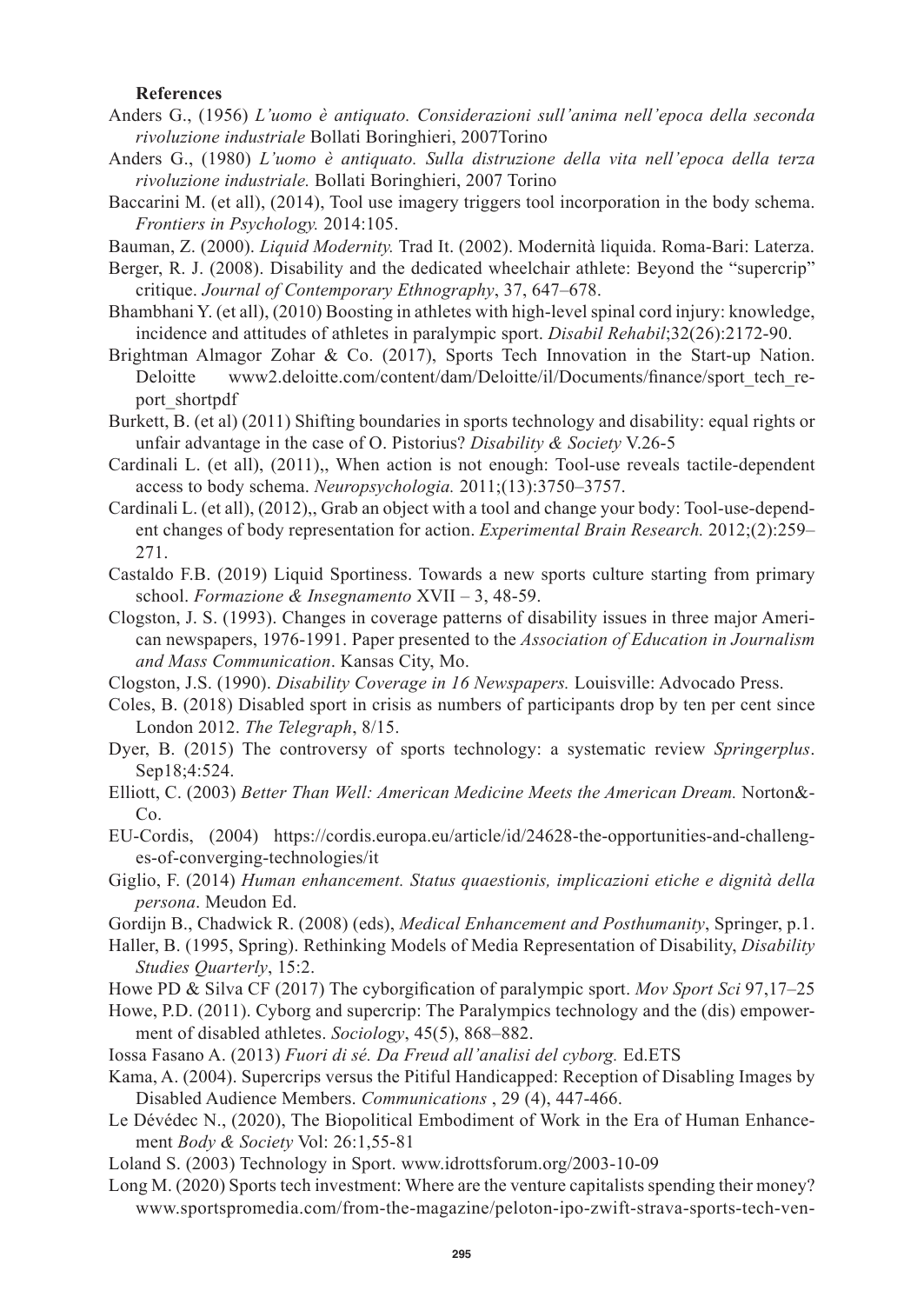**References**

Anders G., (1956) *L'uomo è antiquato. Considerazioni sull'anima nell'epoca della seconda rivoluzione industriale* Bollati Boringhieri, 2007Torino

Anders G., (1980) *L'uomo è antiquato. Sulla distruzione della vita nell'epoca della terza rivoluzione industriale.* Bollati Boringhieri, 2007 Torino

Baccarini M. (et all), (2014), Tool use imagery triggers tool incorporation in the body schema. *Frontiers in Psychology.* 2014:105.

Bauman, Z. (2000). *Liquid Modernity.* Trad It. (2002). Modernità liquida. Roma-Bari: Laterza.

Berger, R. J. (2008). Disability and the dedicated wheelchair athlete: Beyond the "supercrip" critique. *Journal of Contemporary Ethnography*, 37, 647–678.

Bhambhani Y. (et all), (2010) Boosting in athletes with high-level spinal cord injury: knowledge, incidence and attitudes of athletes in paralympic sport. *Disabil Rehabil*;32(26):2172-90.

Brightman Almagor Zohar & Co. (2017), Sports Tech Innovation in the Start-up Nation. Deloitte www2.deloitte.com/content/dam/Deloitte/il/Documents/finance/sport_tech_report_shortpdf

Burkett, B. (et al) (2011) Shifting boundaries in sports technology and disability: equal rights or unfair advantage in the case of O. Pistorius? *Disability & Society* V.26-5

Cardinali L. (et all), (2011),, When action is not enough: Tool-use reveals tactile-dependent access to body schema. *Neuropsychologia.* 2011;(13):3750–3757.

Cardinali L. (et all), (2012),, Grab an object with a tool and change your body: Tool-use-dependent changes of body representation for action. *Experimental Brain Research.* 2012;(2):259–271.

Castaldo F.B. (2019) Liquid Sportiness. Towards a new sports culture starting from primary school. *Formazione & Insegnamento* XVII – 3, 48-59.

Clogston, J. S. (1993). Changes in coverage patterns of disability issues in three major American newspapers, 1976-1991. Paper presented to the *Association of Education in Journalism and Mass Communication*. Kansas City, Mo.

Clogston, J.S. (1990). *Disability Coverage in 16 Newspapers.* Louisville: Advocado Press.

Coles, B. (2018) Disabled sport in crisis as numbers of participants drop by ten per cent since London 2012. *The Telegraph*, 8/15.

Dyer, B. (2015) The controversy of sports technology: a systematic review *Springerplus*. Sep18;4:524.

Elliott, C. (2003) *Better Than Well: American Medicine Meets the American Dream.* Norton&-Co.

EU-Cordis, (2004) https://cordis.europa.eu/article/id/24628-the-opportunities-and-challenges-of-converging-technologies/it

Giglio, F. (2014) *Human enhancement. Status quaestionis, implicazioni etiche e dignità della persona*. Meudon Ed.

Gordijn B., Chadwick R. (2008) (eds), *Medical Enhancement and Posthumanity*, Springer, p.1.

Haller, B. (1995, Spring). Rethinking Models of Media Representation of Disability, *Disability Studies Quarterly*, 15:2.

Howe PD & Silva CF (2017) The cyborgification of paralympic sport. *Mov Sport Sci* 97,17–25

Howe, P.D. (2011). Cyborg and supercrip: The Paralympics technology and the (dis) empowerment of disabled athletes. *Sociology*, 45(5), 868–882.

Iossa Fasano A. (2013) *Fuori di sé. Da Freud all'analisi del cyborg.* Ed.ETS

Kama, A. (2004). Supercrips versus the Pitiful Handicapped: Reception of Disabling Images by Disabled Audience Members. *Communications* , 29 (4), 447-466.

Le Dévédec N., (2020), The Biopolitical Embodiment of Work in the Era of Human Enhancement *Body & Society* Vol: 26:1,55-81

Loland S. (2003) Technology in Sport. www.idrottsforum.org/2003-10-09

Long M. (2020) Sports tech investment: Where are the venture capitalists spending their money? www.sportspromedia.com/from-the-magazine/peloton-ipo-zwift-strava-sports-tech-ven-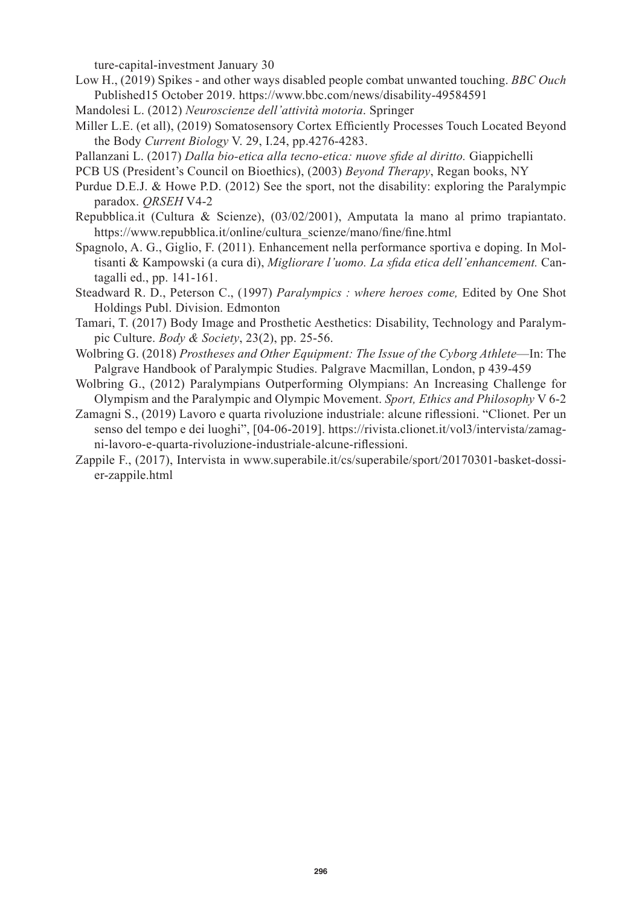ture-capital-investment January 30

Low H., (2019) Spikes - and other ways disabled people combat unwanted touching. *BBC Ouch* Published15 October 2019. https://www.bbc.com/news/disability-49584591

Mandolesi L. (2012) *Neuroscienze dell'attività motoria*. Springer

Miller L.E. (et all), (2019) Somatosensory Cortex Efficiently Processes Touch Located Beyond the Body *Current Biology* V. 29, I.24, pp.4276-4283.

Pallanzani L. (2017) *Dalla bio-etica alla tecno-etica: nuove sfide al diritto.* Giappichelli

PCB US (President's Council on Bioethics), (2003) *Beyond Therapy*, Regan books, NY

Purdue D.E.J. & Howe P.D. (2012) See the sport, not the disability: exploring the Paralympic paradox. *QRSEH* V4-2

Repubblica.it (Cultura & Scienze), (03/02/2001), Amputata la mano al primo trapiantato. https://www.repubblica.it/online/cultura_scienze/mano/fine/fine.html

Spagnolo, A. G., Giglio, F. (2011). Enhancement nella performance sportiva e doping. In Moltisanti & Kampowski (a cura di), *Migliorare l'uomo. La sfida etica dell'enhancement.* Cantagalli ed., pp. 141-161.

Steadward R. D., Peterson C., (1997) *Paralympics : where heroes come,* Edited by One Shot Holdings Publ. Division. Edmonton

Tamari, T. (2017) Body Image and Prosthetic Aesthetics: Disability, Technology and Paralympic Culture. *Body & Society*, 23(2), pp. 25-56.

Wolbring G. (2018) *Prostheses and Other Equipment: The Issue of the Cyborg Athlete*—In: The Palgrave Handbook of Paralympic Studies. Palgrave Macmillan, London, p 439-459

Wolbring G., (2012) Paralympians Outperforming Olympians: An Increasing Challenge for Olympism and the Paralympic and Olympic Movement. *Sport, Ethics and Philosophy* V 6-2

Zamagni S., (2019) Lavoro e quarta rivoluzione industriale: alcune riflessioni. "Clionet. Per un senso del tempo e dei luoghi", [04-06-2019]. https://rivista.clionet.it/vol3/intervista/zamagni-lavoro-e-quarta-rivoluzione-industriale-alcune-riflessioni.

Zappile F., (2017), Intervista in www.superabile.it/cs/superabile/sport/20170301-basket-dossier-zappile.html